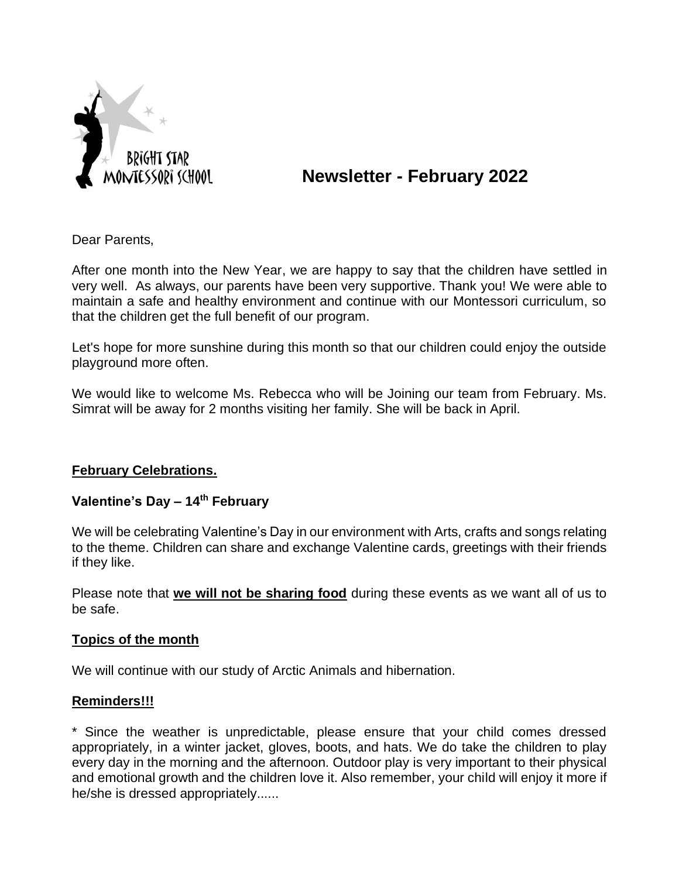BRIGHT STAR MONTESSORI SCHOOL

# Newsletter - February 2022

Dear Parents,

After one month into the New Year, we are happy to say that the children have settled in very well. As always, our parents have been very supportive. Thank you! We were able to maintain a safe and healthy environment and continue with our Montessori curriculum, so that the children get the full benefit of our program.

Let's hope for more sunshine during this month so that our children could enjoy the outside playground more often.

We would like to welcome Ms. Rebecca who will be Joining our team from February. Ms. Simrat will be away for 2 months visiting her family. She will be back in April.

## February Celebrations.

### Valentine's Day – 14th February

We will be celebrating Valentine's Day in our environment with Arts, crafts and songs relating to the theme. Children can share and exchange Valentine cards, greetings with their friends if they like.

Please note that **we will not be sharing food** during these events as we want all of us to be safe.

## Topics of the month

We will continue with our study of Arctic Animals and hibernation.

## Reminders!!!

* Since the weather is unpredictable, please ensure that your child comes dressed appropriately, in a winter jacket, gloves, boots, and hats. We do take the children to play every day in the morning and the afternoon. Outdoor play is very important to their physical and emotional growth and the children love it. Also remember, your child will enjoy it more if he/she is dressed appropriately......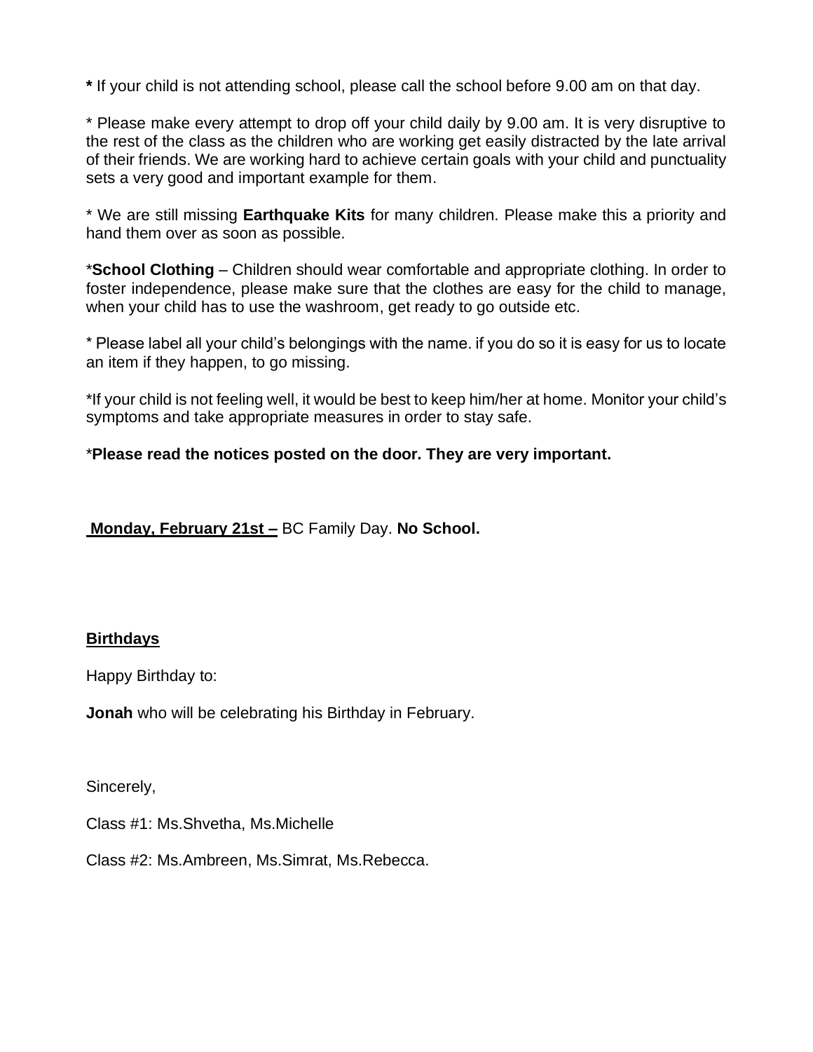**\*** If your child is not attending school, please call the school before 9.00 am on that day.

\* Please make every attempt to drop off your child daily by 9.00 am. It is very disruptive to the rest of the class as the children who are working get easily distracted by the late arrival of their friends. We are working hard to achieve certain goals with your child and punctuality sets a very good and important example for them.

\* We are still missing **Earthquake Kits** for many children. Please make this a priority and hand them over as soon as possible.

\***School Clothing** – Children should wear comfortable and appropriate clothing. In order to foster independence, please make sure that the clothes are easy for the child to manage, when your child has to use the washroom, get ready to go outside etc.

\* Please label all your child's belongings with the name. if you do so it is easy for us to locate an item if they happen, to go missing.

\*If your child is not feeling well, it would be best to keep him/her at home. Monitor your child's symptoms and take appropriate measures in order to stay safe.

\***Please read the notices posted on the door. They are very important.**

**Monday, February 21st –** BC Family Day. **No School.**

**Birthdays**

Happy Birthday to:

**Jonah** who will be celebrating his Birthday in February.

Sincerely,

Class #1: Ms.Shvetha, Ms.Michelle

Class #2: Ms.Ambreen, Ms.Simrat, Ms.Rebecca.